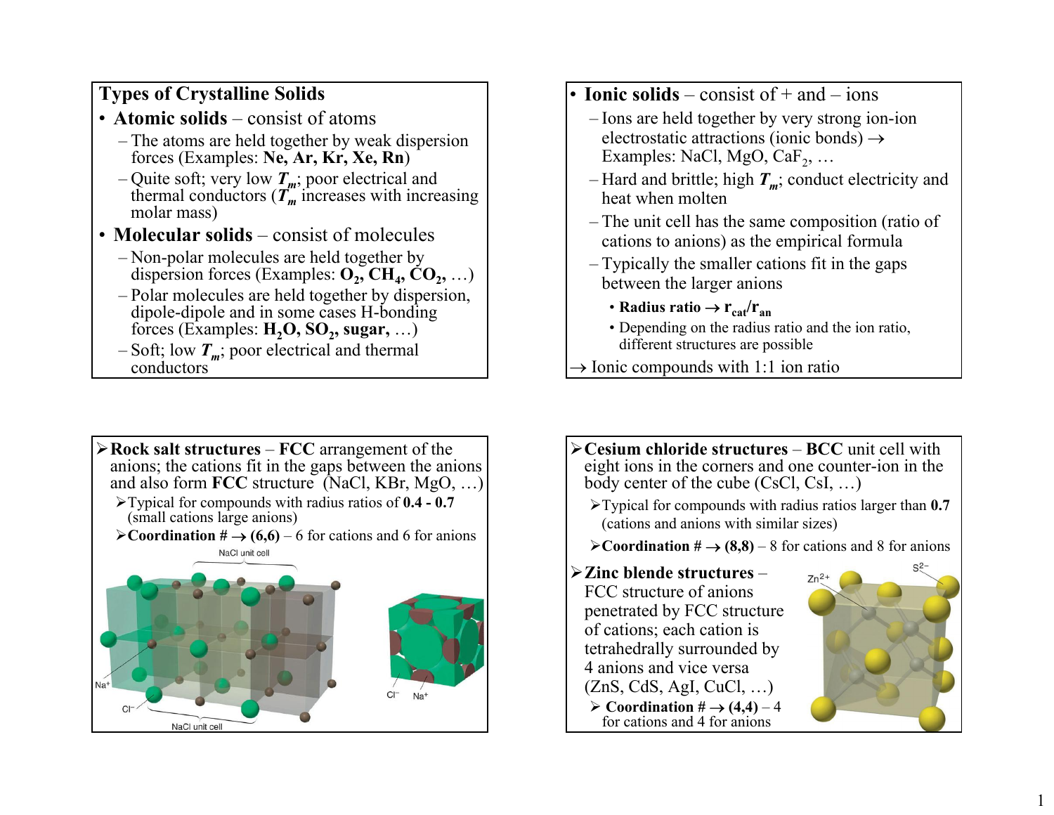## Types of Crystalline Solids

- **Atomic solids** – consist of atoms
  - The atoms are held together by weak dispersion forces (Examples: **Ne, Ar, Kr, Xe, Rn**)
  - Quite soft; very low $T_m$; poor electrical and thermal conductors ($T_m$ increases with increasing molar mass)
- **Molecular solids** – consist of molecules
  - Non-polar molecules are held together by dispersion forces (Examples: $O_2$, $CH_4$, $CO_2$, …)
  - Polar molecules are held together by dispersion, dipole-dipole and in some cases H-bonding forces (Examples: $H_2O$, $SO_2$, **sugar**, …)
  - Soft; low $T_m$; poor electrical and thermal conductors

- **Ionic solids** – consist of + and – ions
  - Ions are held together by very strong ion-ion electrostatic attractions (ionic bonds) → Examples: NaCl, MgO, $CaF_2$, …
  - Hard and brittle; high $T_m$; conduct electricity and heat when molten
  - The unit cell has the same composition (ratio of cations to anions) as the empirical formula
  - Typically the smaller cations fit in the gaps between the larger anions
    - **Radius ratio** → $r_{cat}/r_{an}$
    - Depending on the radius ratio and the ion ratio, different structures are possible

→ Ionic compounds with 1:1 ion ratio

➢ **Rock salt structures** – **FCC** arrangement of the anions; the cations fit in the gaps between the anions and also form **FCC** structure (NaCl, KBr, MgO, …)

- ➢ Typical for compounds with radius ratios of **0.4 - 0.7** (small cations large anions)
- ➢ **Coordination # → (6,6)** – 6 for cations and 6 for anions

NaCl unit cell

Na⁺ Cl⁻

NaCl unit cell

Cl⁻ Na⁺

➢ **Cesium chloride structures** – **BCC** unit cell with eight ions in the corners and one counter-ion in the body center of the cube (CsCl, CsI, …)

- ➢ Typical for compounds with radius ratios larger than **0.7** (cations and anions with similar sizes)
- ➢ **Coordination # → (8,8)** – 8 for cations and 8 for anions

➢ **Zinc blende structures** – FCC structure of anions penetrated by FCC structure of cations; each cation is tetrahedrally surrounded by 4 anions and vice versa (ZnS, CdS, AgI, CuCl, …)

- ➢ **Coordination # → (4,4)** – 4 for cations and 4 for anions

$Zn^{2+}$ $S^{2-}$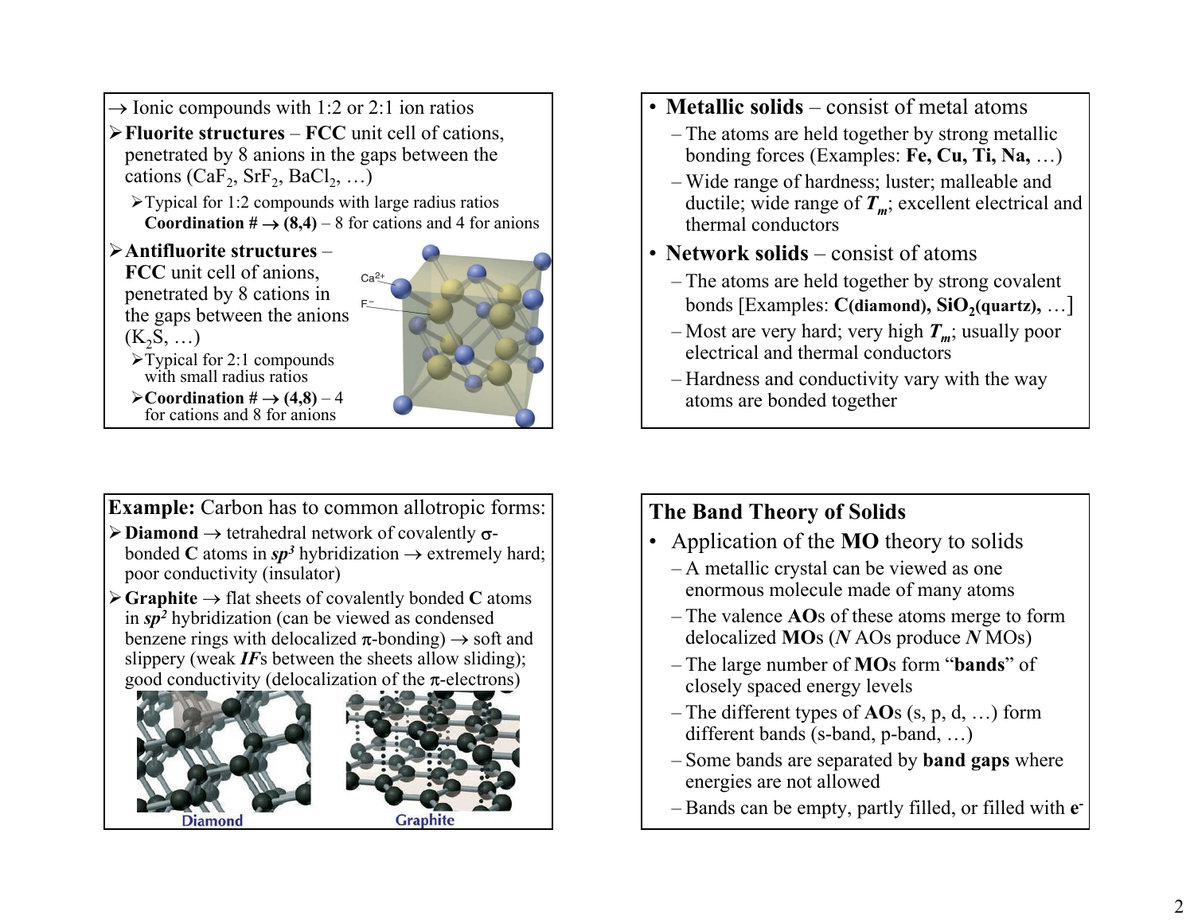→ Ionic compounds with 1:2 or 2:1 ion ratios

- **Fluorite structures** – **FCC** unit cell of cations, penetrated by 8 anions in the gaps between the cations ($CaF_2$, $SrF_2$, $BaCl_2$, …)
  - Typical for 1:2 compounds with large radius ratios **Coordination # → (8,4)** – 8 for cations and 4 for anions
- **Antifluorite structures** – **FCC** unit cell of anions, penetrated by 8 cations in the gaps between the anions ($K_2S$, …)
  - Typical for 2:1 compounds with small radius ratios
  - **Coordination # → (4,8)** – 4 for cations and 8 for anions

$Ca^{2+}$

$F^-$

- **Metallic solids** – consist of metal atoms
  - The atoms are held together by strong metallic bonding forces (Examples: **Fe, Cu, Ti, Na,** …)
  - Wide range of hardness; luster; malleable and ductile; wide range of $T_m$; excellent electrical and thermal conductors
- **Network solids** – consist of atoms
  - The atoms are held together by strong covalent bonds [Examples: **C(diamond),** $SiO_2$**(quartz),** …]
  - Most are very hard; very high $T_m$; usually poor electrical and thermal conductors
  - Hardness and conductivity vary with the way atoms are bonded together

**Example:** Carbon has to common allotropic forms:

- **Diamond** → tetrahedral network of covalently σ-bonded **C** atoms in ***sp³*** hybridization → extremely hard; poor conductivity (insulator)
- **Graphite** → flat sheets of covalently bonded **C** atoms in ***sp²*** hybridization (can be viewed as condensed benzene rings with delocalized π-bonding) → soft and slippery (weak ***IF***s between the sheets allow sliding); good conductivity (delocalization of the π-electrons)

Diamond

Graphite

**The Band Theory of Solids**

- Application of the **MO** theory to solids
  - A metallic crystal can be viewed as one enormous molecule made of many atoms
  - The valence **AO**s of these atoms merge to form delocalized **MO**s (*N* AOs produce *N* MOs)
  - The large number of **MO**s form "**bands**" of closely spaced energy levels
  - The different types of **AO**s (s, p, d, …) form different bands (s-band, p-band, …)
  - Some bands are separated by **band gaps** where energies are not allowed
  - Bands can be empty, partly filled, or filled with $e^-$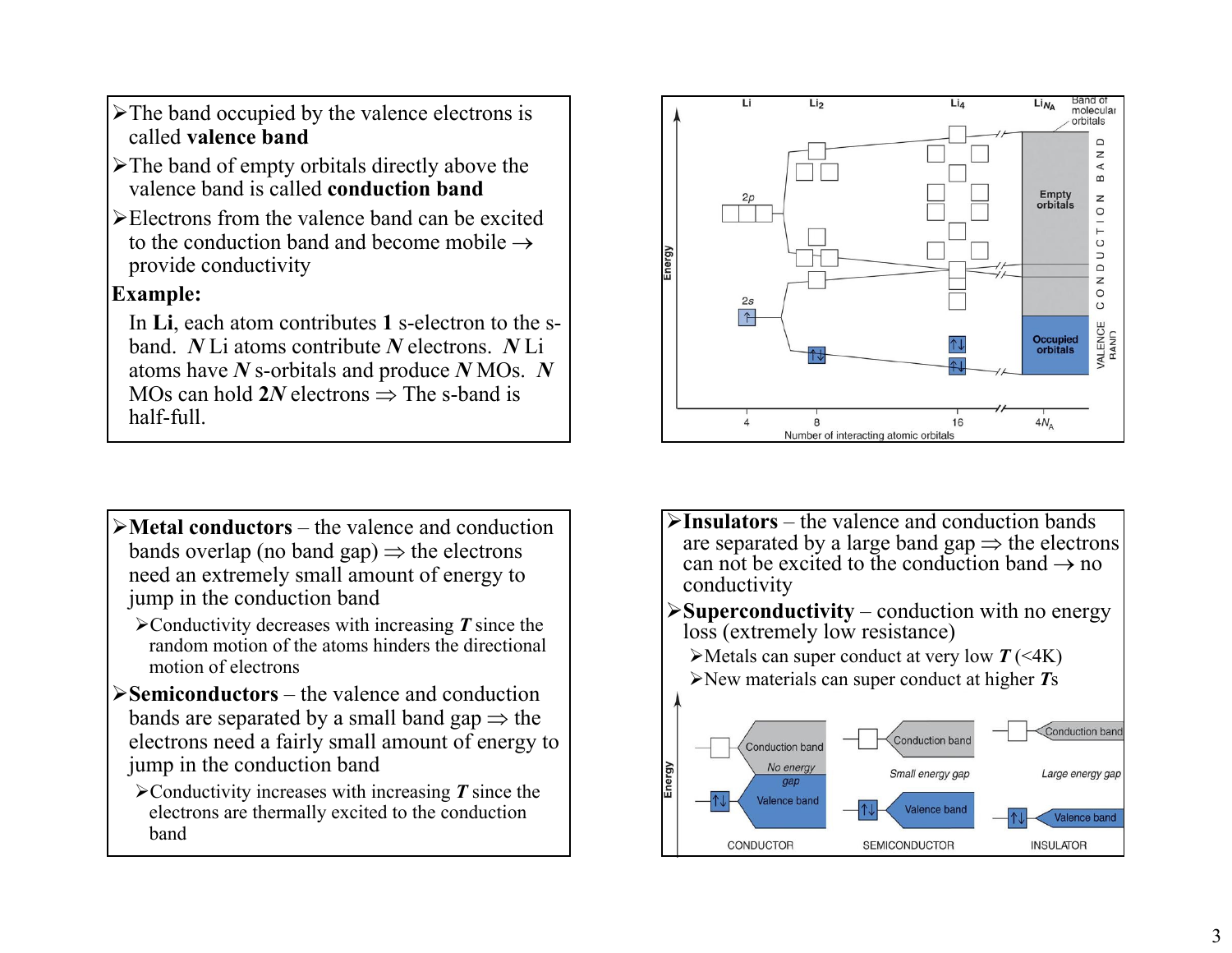- The band occupied by the valence electrons is called **valence band**
- The band of empty orbitals directly above the valence band is called **conduction band**
- Electrons from the valence band can be excited to the conduction band and become mobile → provide conductivity

**Example:**

In **Li**, each atom contributes **1** s-electron to the s-band. *N* Li atoms contribute *N* electrons. *N* Li atoms have *N* s-orbitals and produce *N* MOs. *N* MOs can hold **2*N*** electrons ⇒ The s-band is half-full.

Li
$Li_2$
$Li_4$
$Li_{N_A}$
Band of molecular orbitals
2p
2s
Empty orbitals
Occupied orbitals
CONDUCTION BAND
VALENCE BAND
Energy
4
8
16
$4N_A$
Number of interacting atomic orbitals

- **Metal conductors** – the valence and conduction bands overlap (no band gap) ⇒ the electrons need an extremely small amount of energy to jump in the conduction band
  - Conductivity decreases with increasing ***T*** since the random motion of the atoms hinders the directional motion of electrons
- **Semiconductors** – the valence and conduction bands are separated by a small band gap ⇒ the electrons need a fairly small amount of energy to jump in the conduction band
  - Conductivity increases with increasing ***T*** since the electrons are thermally excited to the conduction band

- **Insulators** – the valence and conduction bands are separated by a large band gap ⇒ the electrons can not be excited to the conduction band → no conductivity
- **Superconductivity** – conduction with no energy loss (extremely low resistance)
  - Metals can super conduct at very low ***T*** (<4K)
  - New materials can super conduct at higher ***T***s

Energy
Conduction band
No energy gap
Valence band
CONDUCTOR
Conduction band
Small energy gap
Valence band
SEMICONDUCTOR
Conduction band
Large energy gap
Valence band
INSULATOR